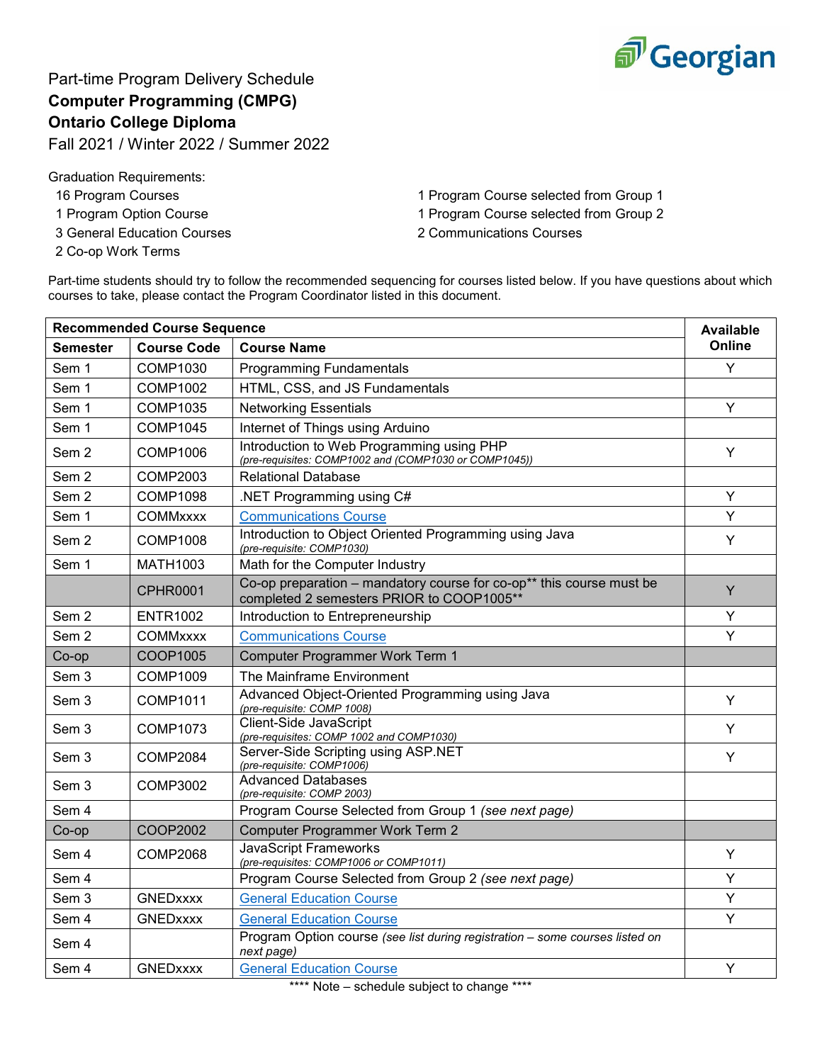Part-time Program Delivery Schedule

**Computer Programming (CMPG)**

**Ontario College Diploma**

Fall 2021 / Winter 2022 / Summer 2022

Graduation Requirements:

- 16 Program Courses
- 1 Program Option Course
- 3 General Education Courses
- 2 Co-op Work Terms
- 1 Program Course selected from Group 1
- 1 Program Course selected from Group 2
- 2 Communications Courses

Part-time students should try to follow the recommended sequencing for courses listed below. If you have questions about which courses to take, please contact the Program Coordinator listed in this document.

| **Recommended Course Sequence** | | | **Available Online** |
|---|---|---|---|
| **Semester** | **Course Code** | **Course Name** | |
| Sem 1 | COMP1030 | Programming Fundamentals | Y |
| Sem 1 | COMP1002 | HTML, CSS, and JS Fundamentals | |
| Sem 1 | COMP1035 | Networking Essentials | Y |
| Sem 1 | COMP1045 | Internet of Things using Arduino | |
| Sem 2 | COMP1006 | Introduction to Web Programming using PHP *(pre-requisites: COMP1002 and (COMP1030 or COMP1045))* | Y |
| Sem 2 | COMP2003 | Relational Database | |
| Sem 2 | COMP1098 | .NET Programming using C# | Y |
| Sem 1 | COMMxxxx | Communications Course | Y |
| Sem 2 | COMP1008 | Introduction to Object Oriented Programming using Java *(pre-requisite: COMP1030)* | Y |
| Sem 1 | MATH1003 | Math for the Computer Industry | |
| | CPHR0001 | Co-op preparation – mandatory course for co-op** this course must be completed 2 semesters PRIOR to COOP1005** | Y |
| Sem 2 | ENTR1002 | Introduction to Entrepreneurship | Y |
| Sem 2 | COMMxxxx | Communications Course | Y |
| Co-op | COOP1005 | Computer Programmer Work Term 1 | |
| Sem 3 | COMP1009 | The Mainframe Environment | |
| Sem 3 | COMP1011 | Advanced Object-Oriented Programming using Java *(pre-requisite: COMP 1008)* | Y |
| Sem 3 | COMP1073 | Client-Side JavaScript *(pre-requisites: COMP 1002 and COMP1030)* | Y |
| Sem 3 | COMP2084 | Server-Side Scripting using ASP.NET *(pre-requisite: COMP1006)* | Y |
| Sem 3 | COMP3002 | Advanced Databases *(pre-requisite: COMP 2003)* | |
| Sem 4 | | Program Course Selected from Group 1 *(see next page)* | |
| Co-op | COOP2002 | Computer Programmer Work Term 2 | |
| Sem 4 | COMP2068 | JavaScript Frameworks *(pre-requisites: COMP1006 or COMP1011)* | Y |
| Sem 4 | | Program Course Selected from Group 2 *(see next page)* | Y |
| Sem 3 | GNEDxxxx | General Education Course | Y |
| Sem 4 | GNEDxxxx | General Education Course | Y |
| Sem 4 | | Program Option course *(see list during registration – some courses listed on next page)* | |
| Sem 4 | GNEDxxxx | General Education Course | Y |

**** Note – schedule subject to change ****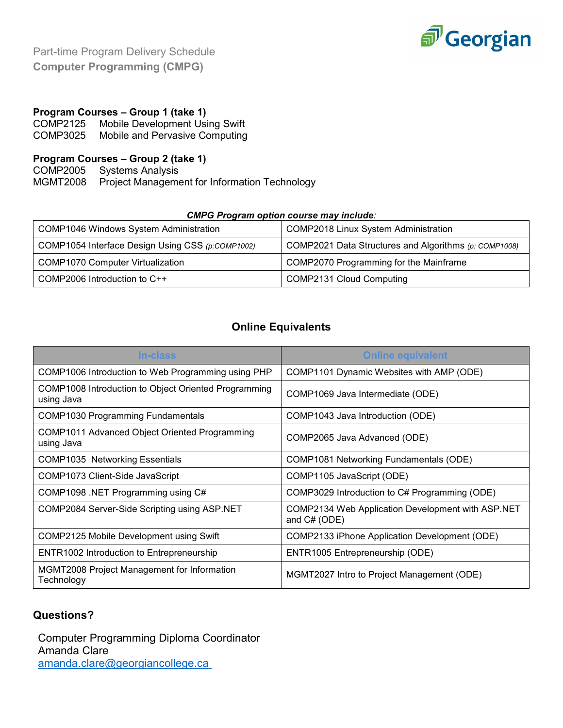Part-time Program Delivery Schedule
**Computer Programming (CMPG)**

**Program Courses – Group 1 (take 1)**
COMP2125 Mobile Development Using Swift
COMP3025 Mobile and Pervasive Computing

**Program Courses – Group 2 (take 1)**
COMP2005 Systems Analysis
MGMT2008 Project Management for Information Technology

***CMPG Program option course may include:***

| | |
|---|---|
| COMP1046 Windows System Administration | COMP2018 Linux System Administration |
| COMP1054 Interface Design Using CSS *(p:COMP1002)* | COMP2021 Data Structures and Algorithms *(p: COMP1008)* |
| COMP1070 Computer Virtualization | COMP2070 Programming for the Mainframe |
| COMP2006 Introduction to C++ | COMP2131 Cloud Computing |

## Online Equivalents

| In-class | Online equivalent |
|---|---|
| COMP1006 Introduction to Web Programming using PHP | COMP1101 Dynamic Websites with AMP (ODE) |
| COMP1008 Introduction to Object Oriented Programming using Java | COMP1069 Java Intermediate (ODE) |
| COMP1030 Programming Fundamentals | COMP1043 Java Introduction (ODE) |
| COMP1011 Advanced Object Oriented Programming using Java | COMP2065 Java Advanced (ODE) |
| COMP1035 Networking Essentials | COMP1081 Networking Fundamentals (ODE) |
| COMP1073 Client-Side JavaScript | COMP1105 JavaScript (ODE) |
| COMP1098 .NET Programming using C# | COMP3029 Introduction to C# Programming (ODE) |
| COMP2084 Server-Side Scripting using ASP.NET | COMP2134 Web Application Development with ASP.NET and C# (ODE) |
| COMP2125 Mobile Development using Swift | COMP2133 iPhone Application Development (ODE) |
| ENTR1002 Introduction to Entrepreneurship | ENTR1005 Entrepreneurship (ODE) |
| MGMT2008 Project Management for Information Technology | MGMT2027 Intro to Project Management (ODE) |

## Questions?

Computer Programming Diploma Coordinator
Amanda Clare
amanda.clare@georgiancollege.ca